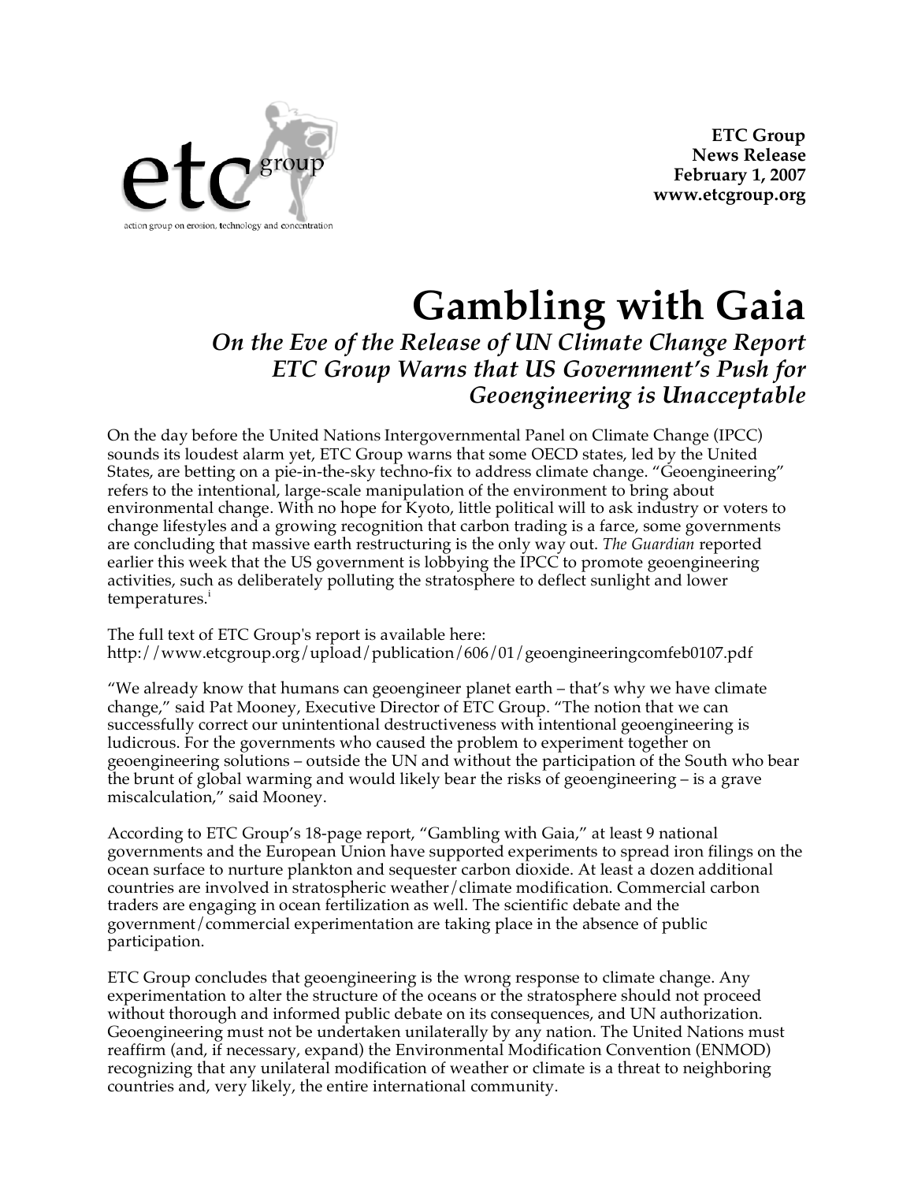etc group

action group on erosion, technology and concentration

**ETC Group**
**News Release**
**February 1, 2007**
**www.etcgroup.org**

# Gambling with Gaia

## *On the Eve of the Release of UN Climate Change Report ETC Group Warns that US Government's Push for Geoengineering is Unacceptable*

On the day before the United Nations Intergovernmental Panel on Climate Change (IPCC) sounds its loudest alarm yet, ETC Group warns that some OECD states, led by the United States, are betting on a pie-in-the-sky techno-fix to address climate change. "Geoengineering" refers to the intentional, large-scale manipulation of the environment to bring about environmental change. With no hope for Kyoto, little political will to ask industry or voters to change lifestyles and a growing recognition that carbon trading is a farce, some governments are concluding that massive earth restructuring is the only way out. *The Guardian* reported earlier this week that the US government is lobbying the IPCC to promote geoengineering activities, such as deliberately polluting the stratosphere to deflect sunlight and lower temperatures.[i]

The full text of ETC Group's report is available here:
http://www.etcgroup.org/upload/publication/606/01/geoengineeringcomfeb0107.pdf

"We already know that humans can geoengineer planet earth – that's why we have climate change," said Pat Mooney, Executive Director of ETC Group. "The notion that we can successfully correct our unintentional destructiveness with intentional geoengineering is ludicrous. For the governments who caused the problem to experiment together on geoengineering solutions – outside the UN and without the participation of the South who bear the brunt of global warming and would likely bear the risks of geoengineering – is a grave miscalculation," said Mooney.

According to ETC Group's 18-page report, "Gambling with Gaia," at least 9 national governments and the European Union have supported experiments to spread iron filings on the ocean surface to nurture plankton and sequester carbon dioxide. At least a dozen additional countries are involved in stratospheric weather/climate modification. Commercial carbon traders are engaging in ocean fertilization as well. The scientific debate and the government/commercial experimentation are taking place in the absence of public participation.

ETC Group concludes that geoengineering is the wrong response to climate change. Any experimentation to alter the structure of the oceans or the stratosphere should not proceed without thorough and informed public debate on its consequences, and UN authorization. Geoengineering must not be undertaken unilaterally by any nation. The United Nations must reaffirm (and, if necessary, expand) the Environmental Modification Convention (ENMOD) recognizing that any unilateral modification of weather or climate is a threat to neighboring countries and, very likely, the entire international community.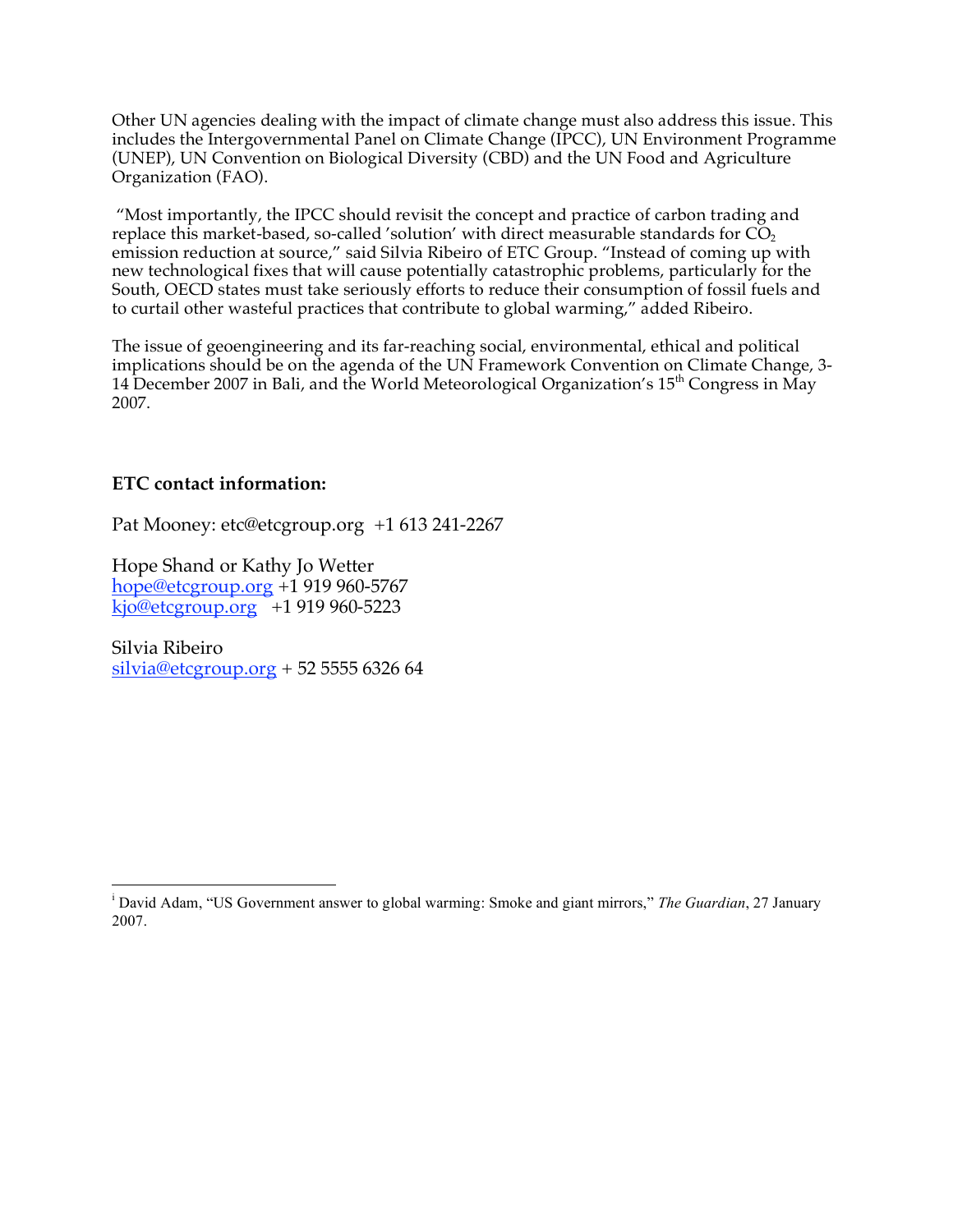Other UN agencies dealing with the impact of climate change must also address this issue. This includes the Intergovernmental Panel on Climate Change (IPCC), UN Environment Programme (UNEP), UN Convention on Biological Diversity (CBD) and the UN Food and Agriculture Organization (FAO).

"Most importantly, the IPCC should revisit the concept and practice of carbon trading and replace this market-based, so-called 'solution' with direct measurable standards for $CO_2$ emission reduction at source," said Silvia Ribeiro of ETC Group. "Instead of coming up with new technological fixes that will cause potentially catastrophic problems, particularly for the South, OECD states must take seriously efforts to reduce their consumption of fossil fuels and to curtail other wasteful practices that contribute to global warming," added Ribeiro.

The issue of geoengineering and its far-reaching social, environmental, ethical and political implications should be on the agenda of the UN Framework Convention on Climate Change, 3-14 December 2007 in Bali, and the World Meteorological Organization's 15th Congress in May 2007.

**ETC contact information:**

Pat Mooney: etc@etcgroup.org +1 613 241-2267

Hope Shand or Kathy Jo Wetter
hope@etcgroup.org +1 919 960-5767
kjo@etcgroup.org +1 919 960-5223

Silvia Ribeiro
silvia@etcgroup.org + 52 5555 6326 64

---

[i] David Adam, "US Government answer to global warming: Smoke and giant mirrors," *The Guardian*, 27 January 2007.